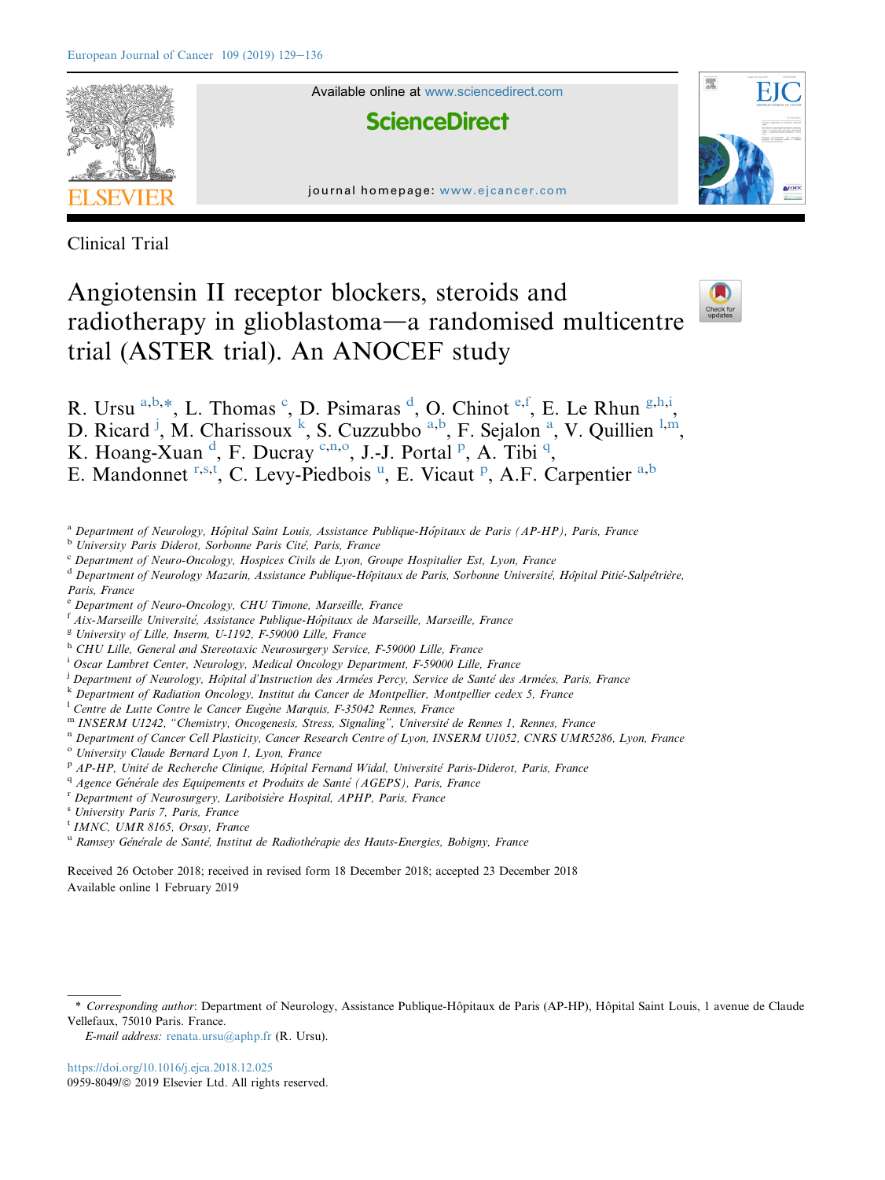Clinical Trial

# Angiotensin II receptor blockers, steroids and radiotherapy in glioblastoma—a randomised multicentre trial (ASTER trial). An ANOCEF study

R. Ursu [a,b,*], L. Thomas [c], D. Psimaras [d], O. Chinot [e,f], E. Le Rhun [g,h,i], D. Ricard [j], M. Charissoux [k], S. Cuzzubbo [a,b], F. Sejalon [a], V. Quillien [l,m], K. Hoang-Xuan [d], F. Ducray [c,n,o], J.-J. Portal [p], A. Tibi [q], E. Mandonnet [r,s,t], C. Levy-Piedbois [u], E. Vicaut [p], A.F. Carpentier [a,b]

[a] *Department of Neurology, Hôpital Saint Louis, Assistance Publique-Hôpitaux de Paris (AP-HP), Paris, France*
[b] *University Paris Diderot, Sorbonne Paris Cité, Paris, France*
[c] *Department of Neuro-Oncology, Hospices Civils de Lyon, Groupe Hospitalier Est, Lyon, France*
[d] *Department of Neurology Mazarin, Assistance Publique-Hôpitaux de Paris, Sorbonne Université, Hôpital Pitié-Salpêtrière, Paris, France*
[e] *Department of Neuro-Oncology, CHU Timone, Marseille, France*
[f] *Aix-Marseille Université, Assistance Publique-Hôpitaux de Marseille, Marseille, France*
[g] *University of Lille, Inserm, U-1192, F-59000 Lille, France*
[h] *CHU Lille, General and Stereotaxic Neurosurgery Service, F-59000 Lille, France*
[i] *Oscar Lambret Center, Neurology, Medical Oncology Department, F-59000 Lille, France*
[j] *Department of Neurology, Hôpital d'Instruction des Armées Percy, Service de Santé des Armées, Paris, France*
[k] *Department of Radiation Oncology, Institut du Cancer de Montpellier, Montpellier cedex 5, France*
[l] *Centre de Lutte Contre le Cancer Eugène Marquis, F-35042 Rennes, France*
[m] *INSERM U1242, "Chemistry, Oncogenesis, Stress, Signaling", Université de Rennes 1, Rennes, France*
[n] *Department of Cancer Cell Plasticity, Cancer Research Centre of Lyon, INSERM U1052, CNRS UMR5286, Lyon, France*
[o] *University Claude Bernard Lyon 1, Lyon, France*
[p] *AP-HP, Unité de Recherche Clinique, Hôpital Fernand Widal, Université Paris-Diderot, Paris, France*
[q] *Agence Générale des Equipements et Produits de Santé (AGEPS), Paris, France*
[r] *Department of Neurosurgery, Lariboisière Hospital, APHP, Paris, France*
[s] *University Paris 7, Paris, France*
[t] *IMNC, UMR 8165, Orsay, France*
[u] *Ramsey Générale de Santé, Institut de Radiothérapie des Hauts-Energies, Bobigny, France*

Received 26 October 2018; received in revised form 18 December 2018; accepted 23 December 2018
Available online 1 February 2019

\* *Corresponding author*: Department of Neurology, Assistance Publique-Hôpitaux de Paris (AP-HP), Hôpital Saint Louis, 1 avenue de Claude Vellefaux, 75010 Paris. France.
*E-mail address:* renata.ursu@aphp.fr (R. Ursu).

https://doi.org/10.1016/j.ejca.2018.12.025
0959-8049/© 2019 Elsevier Ltd. All rights reserved.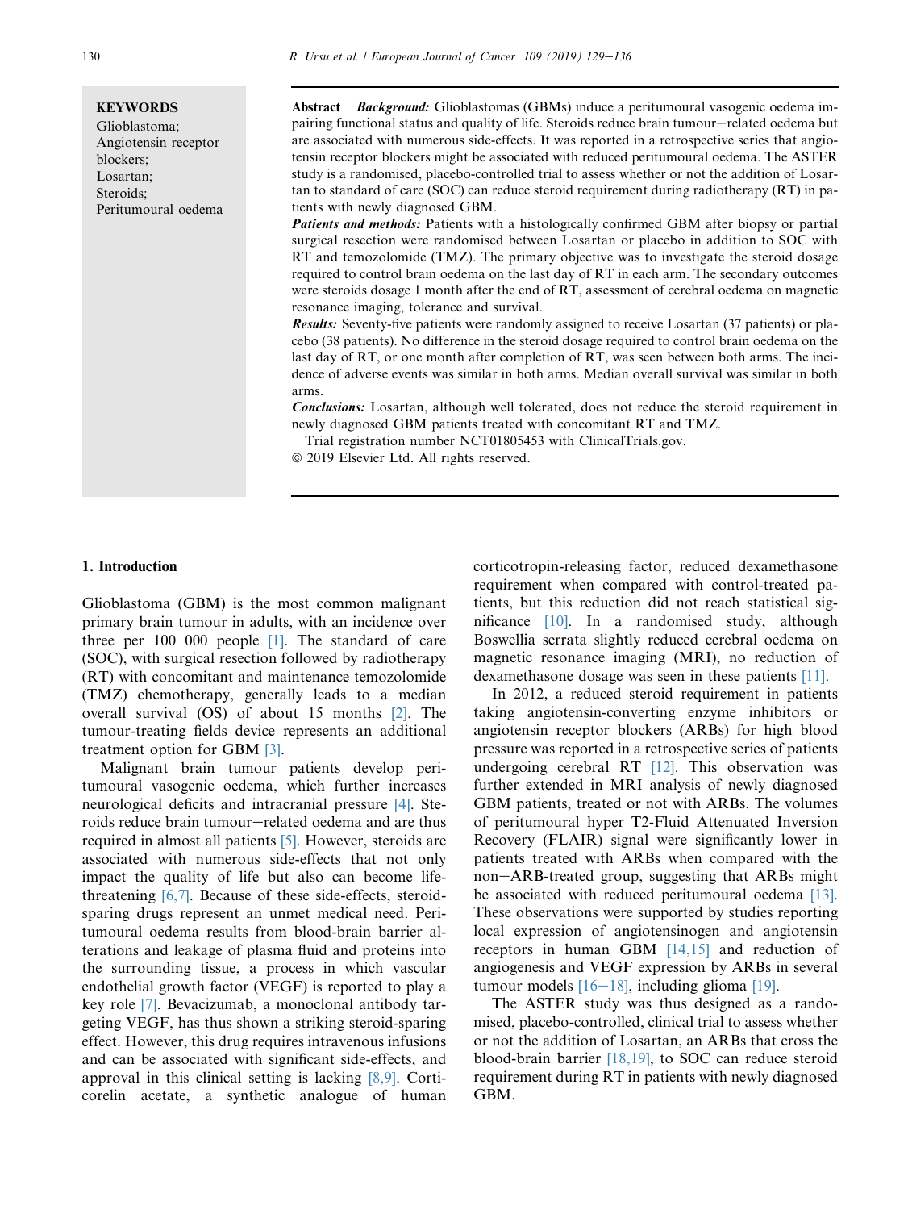**KEYWORDS**
Glioblastoma;
Angiotensin receptor blockers;
Losartan;
Steroids;
Peritumoural oedema

**Abstract** ***Background:*** Glioblastomas (GBMs) induce a peritumoural vasogenic oedema impairing functional status and quality of life. Steroids reduce brain tumour–related oedema but are associated with numerous side-effects. It was reported in a retrospective series that angiotensin receptor blockers might be associated with reduced peritumoural oedema. The ASTER study is a randomised, placebo-controlled trial to assess whether or not the addition of Losartan to standard of care (SOC) can reduce steroid requirement during radiotherapy (RT) in patients with newly diagnosed GBM.

***Patients and methods:*** Patients with a histologically confirmed GBM after biopsy or partial surgical resection were randomised between Losartan or placebo in addition to SOC with RT and temozolomide (TMZ). The primary objective was to investigate the steroid dosage required to control brain oedema on the last day of RT in each arm. The secondary outcomes were steroids dosage 1 month after the end of RT, assessment of cerebral oedema on magnetic resonance imaging, tolerance and survival.

***Results:*** Seventy-five patients were randomly assigned to receive Losartan (37 patients) or placebo (38 patients). No difference in the steroid dosage required to control brain oedema on the last day of RT, or one month after completion of RT, was seen between both arms. The incidence of adverse events was similar in both arms. Median overall survival was similar in both arms.

***Conclusions:*** Losartan, although well tolerated, does not reduce the steroid requirement in newly diagnosed GBM patients treated with concomitant RT and TMZ.

Trial registration number NCT01805453 with ClinicalTrials.gov.

© 2019 Elsevier Ltd. All rights reserved.

## 1. Introduction

Glioblastoma (GBM) is the most common malignant primary brain tumour in adults, with an incidence over three per 100 000 people [1]. The standard of care (SOC), with surgical resection followed by radiotherapy (RT) with concomitant and maintenance temozolomide (TMZ) chemotherapy, generally leads to a median overall survival (OS) of about 15 months [2]. The tumour-treating fields device represents an additional treatment option for GBM [3].

Malignant brain tumour patients develop peritumoural vasogenic oedema, which further increases neurological deficits and intracranial pressure [4]. Steroids reduce brain tumour–related oedema and are thus required in almost all patients [5]. However, steroids are associated with numerous side-effects that not only impact the quality of life but also can become life-threatening [6,7]. Because of these side-effects, steroid-sparing drugs represent an unmet medical need. Peritumoural oedema results from blood-brain barrier alterations and leakage of plasma fluid and proteins into the surrounding tissue, a process in which vascular endothelial growth factor (VEGF) is reported to play a key role [7]. Bevacizumab, a monoclonal antibody targeting VEGF, has thus shown a striking steroid-sparing effect. However, this drug requires intravenous infusions and can be associated with significant side-effects, and approval in this clinical setting is lacking [8,9]. Corticorelin acetate, a synthetic analogue of human corticotropin-releasing factor, reduced dexamethasone requirement when compared with control-treated patients, but this reduction did not reach statistical significance [10]. In a randomised study, although Boswellia serrata slightly reduced cerebral oedema on magnetic resonance imaging (MRI), no reduction of dexamethasone dosage was seen in these patients [11].

In 2012, a reduced steroid requirement in patients taking angiotensin-converting enzyme inhibitors or angiotensin receptor blockers (ARBs) for high blood pressure was reported in a retrospective series of patients undergoing cerebral RT [12]. This observation was further extended in MRI analysis of newly diagnosed GBM patients, treated or not with ARBs. The volumes of peritumoural hyper T2-Fluid Attenuated Inversion Recovery (FLAIR) signal were significantly lower in patients treated with ARBs when compared with the non–ARB-treated group, suggesting that ARBs might be associated with reduced peritumoural oedema [13]. These observations were supported by studies reporting local expression of angiotensinogen and angiotensin receptors in human GBM [14,15] and reduction of angiogenesis and VEGF expression by ARBs in several tumour models [16–18], including glioma [19].

The ASTER study was thus designed as a randomised, placebo-controlled, clinical trial to assess whether or not the addition of Losartan, an ARBs that cross the blood-brain barrier [18,19], to SOC can reduce steroid requirement during RT in patients with newly diagnosed GBM.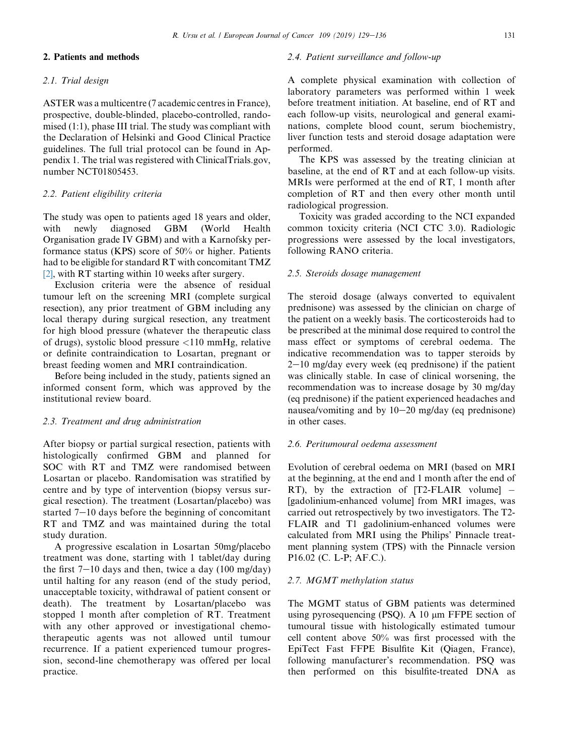## 2. Patients and methods

### 2.1. Trial design

ASTER was a multicentre (7 academic centres in France), prospective, double-blinded, placebo-controlled, randomised (1:1), phase III trial. The study was compliant with the Declaration of Helsinki and Good Clinical Practice guidelines. The full trial protocol can be found in Appendix 1. The trial was registered with ClinicalTrials.gov, number NCT01805453.

### 2.2. Patient eligibility criteria

The study was open to patients aged 18 years and older, with newly diagnosed GBM (World Health Organisation grade IV GBM) and with a Karnofsky performance status (KPS) score of 50% or higher. Patients had to be eligible for standard RT with concomitant TMZ [2], with RT starting within 10 weeks after surgery.

Exclusion criteria were the absence of residual tumour left on the screening MRI (complete surgical resection), any prior treatment of GBM including any local therapy during surgical resection, any treatment for high blood pressure (whatever the therapeutic class of drugs), systolic blood pressure <110 mmHg, relative or definite contraindication to Losartan, pregnant or breast feeding women and MRI contraindication.

Before being included in the study, patients signed an informed consent form, which was approved by the institutional review board.

### 2.3. Treatment and drug administration

After biopsy or partial surgical resection, patients with histologically confirmed GBM and planned for SOC with RT and TMZ were randomised between Losartan or placebo. Randomisation was stratified by centre and by type of intervention (biopsy versus surgical resection). The treatment (Losartan/placebo) was started 7–10 days before the beginning of concomitant RT and TMZ and was maintained during the total study duration.

A progressive escalation in Losartan 50mg/placebo treatment was done, starting with 1 tablet/day during the first 7–10 days and then, twice a day (100 mg/day) until halting for any reason (end of the study period, unacceptable toxicity, withdrawal of patient consent or death). The treatment by Losartan/placebo was stopped 1 month after completion of RT. Treatment with any other approved or investigational chemotherapeutic agents was not allowed until tumour recurrence. If a patient experienced tumour progression, second-line chemotherapy was offered per local practice.

### 2.4. Patient surveillance and follow-up

A complete physical examination with collection of laboratory parameters was performed within 1 week before treatment initiation. At baseline, end of RT and each follow-up visits, neurological and general examinations, complete blood count, serum biochemistry, liver function tests and steroid dosage adaptation were performed.

The KPS was assessed by the treating clinician at baseline, at the end of RT and at each follow-up visits. MRIs were performed at the end of RT, 1 month after completion of RT and then every other month until radiological progression.

Toxicity was graded according to the NCI expanded common toxicity criteria (NCI CTC 3.0). Radiologic progressions were assessed by the local investigators, following RANO criteria.

### 2.5. Steroids dosage management

The steroid dosage (always converted to equivalent prednisone) was assessed by the clinician on charge of the patient on a weekly basis. The corticosteroids had to be prescribed at the minimal dose required to control the mass effect or symptoms of cerebral oedema. The indicative recommendation was to taper steroids by 2–10 mg/day every week (eq prednisone) if the patient was clinically stable. In case of clinical worsening, the recommendation was to increase dosage by 30 mg/day (eq prednisone) if the patient experienced headaches and nausea/vomiting and by 10–20 mg/day (eq prednisone) in other cases.

### 2.6. Peritumoural oedema assessment

Evolution of cerebral oedema on MRI (based on MRI at the beginning, at the end and 1 month after the end of RT), by the extraction of [T2-FLAIR volume] – [gadolinium-enhanced volume] from MRI images, was carried out retrospectively by two investigators. The T2-FLAIR and T1 gadolinium-enhanced volumes were calculated from MRI using the Philips' Pinnacle treatment planning system (TPS) with the Pinnacle version P16.02 (C. L-P; AF.C.).

### 2.7. MGMT methylation status

The MGMT status of GBM patients was determined using pyrosequencing (PSQ). A 10 μm FFPE section of tumoural tissue with histologically estimated tumour cell content above 50% was first processed with the EpiTect Fast FFPE Bisulfite Kit (Qiagen, France), following manufacturer's recommendation. PSQ was then performed on this bisulfite-treated DNA as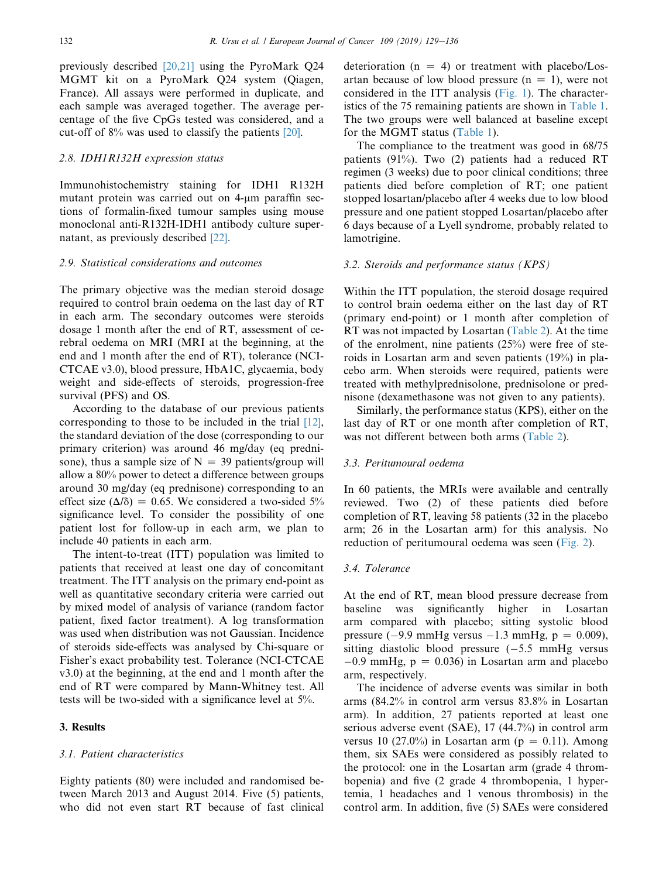previously described [20,21] using the PyroMark Q24 MGMT kit on a PyroMark Q24 system (Qiagen, France). All assays were performed in duplicate, and each sample was averaged together. The average percentage of the five CpGs tested was considered, and a cut-off of 8% was used to classify the patients [20].

### 2.8. IDH1R132H expression status

Immunohistochemistry staining for IDH1 R132H mutant protein was carried out on 4-μm paraffin sections of formalin-fixed tumour samples using mouse monoclonal anti-R132H-IDH1 antibody culture supernatant, as previously described [22].

### 2.9. Statistical considerations and outcomes

The primary objective was the median steroid dosage required to control brain oedema on the last day of RT in each arm. The secondary outcomes were steroids dosage 1 month after the end of RT, assessment of cerebral oedema on MRI (MRI at the beginning, at the end and 1 month after the end of RT), tolerance (NCI-CTCAE v3.0), blood pressure, HbA1C, glycaemia, body weight and side-effects of steroids, progression-free survival (PFS) and OS.

According to the database of our previous patients corresponding to those to be included in the trial [12], the standard deviation of the dose (corresponding to our primary criterion) was around 46 mg/day (eq prednisone), thus a sample size of $N = 39$ patients/group will allow a 80% power to detect a difference between groups around 30 mg/day (eq prednisone) corresponding to an effect size ($\Delta/\delta$) = 0.65. We considered a two-sided 5% significance level. To consider the possibility of one patient lost for follow-up in each arm, we plan to include 40 patients in each arm.

The intent-to-treat (ITT) population was limited to patients that received at least one day of concomitant treatment. The ITT analysis on the primary end-point as well as quantitative secondary criteria were carried out by mixed model of analysis of variance (random factor patient, fixed factor treatment). A log transformation was used when distribution was not Gaussian. Incidence of steroids side-effects was analysed by Chi-square or Fisher's exact probability test. Tolerance (NCI-CTCAE v3.0) at the beginning, at the end and 1 month after the end of RT were compared by Mann-Whitney test. All tests will be two-sided with a significance level at 5%.

## 3. Results

### 3.1. Patient characteristics

Eighty patients (80) were included and randomised between March 2013 and August 2014. Five (5) patients, who did not even start RT because of fast clinical deterioration ($n = 4$) or treatment with placebo/Losartan because of low blood pressure ($n = 1$), were not considered in the ITT analysis (Fig. 1). The characteristics of the 75 remaining patients are shown in Table 1. The two groups were well balanced at baseline except for the MGMT status (Table 1).

The compliance to the treatment was good in 68/75 patients (91%). Two (2) patients had a reduced RT regimen (3 weeks) due to poor clinical conditions; three patients died before completion of RT; one patient stopped losartan/placebo after 4 weeks due to low blood pressure and one patient stopped Losartan/placebo after 6 days because of a Lyell syndrome, probably related to lamotrigine.

### 3.2. Steroids and performance status (KPS)

Within the ITT population, the steroid dosage required to control brain oedema either on the last day of RT (primary end-point) or 1 month after completion of RT was not impacted by Losartan (Table 2). At the time of the enrolment, nine patients (25%) were free of steroids in Losartan arm and seven patients (19%) in placebo arm. When steroids were required, patients were treated with methylprednisolone, prednisolone or prednisone (dexamethasone was not given to any patients).

Similarly, the performance status (KPS), either on the last day of RT or one month after completion of RT, was not different between both arms (Table 2).

### 3.3. Peritumoural oedema

In 60 patients, the MRIs were available and centrally reviewed. Two (2) of these patients died before completion of RT, leaving 58 patients (32 in the placebo arm; 26 in the Losartan arm) for this analysis. No reduction of peritumoural oedema was seen (Fig. 2).

### 3.4. Tolerance

At the end of RT, mean blood pressure decrease from baseline was significantly higher in Losartan arm compared with placebo; sitting systolic blood pressure (−9.9 mmHg versus −1.3 mmHg, $p = 0.009$), sitting diastolic blood pressure (−5.5 mmHg versus −0.9 mmHg, $p = 0.036$) in Losartan arm and placebo arm, respectively.

The incidence of adverse events was similar in both arms (84.2% in control arm versus 83.8% in Losartan arm). In addition, 27 patients reported at least one serious adverse event (SAE), 17 (44.7%) in control arm versus 10 (27.0%) in Losartan arm ($p = 0.11$). Among them, six SAEs were considered as possibly related to the protocol: one in the Losartan arm (grade 4 thrombopenia) and five (2 grade 4 thrombopenia, 1 hypertemia, 1 headaches and 1 venous thrombosis) in the control arm. In addition, five (5) SAEs were considered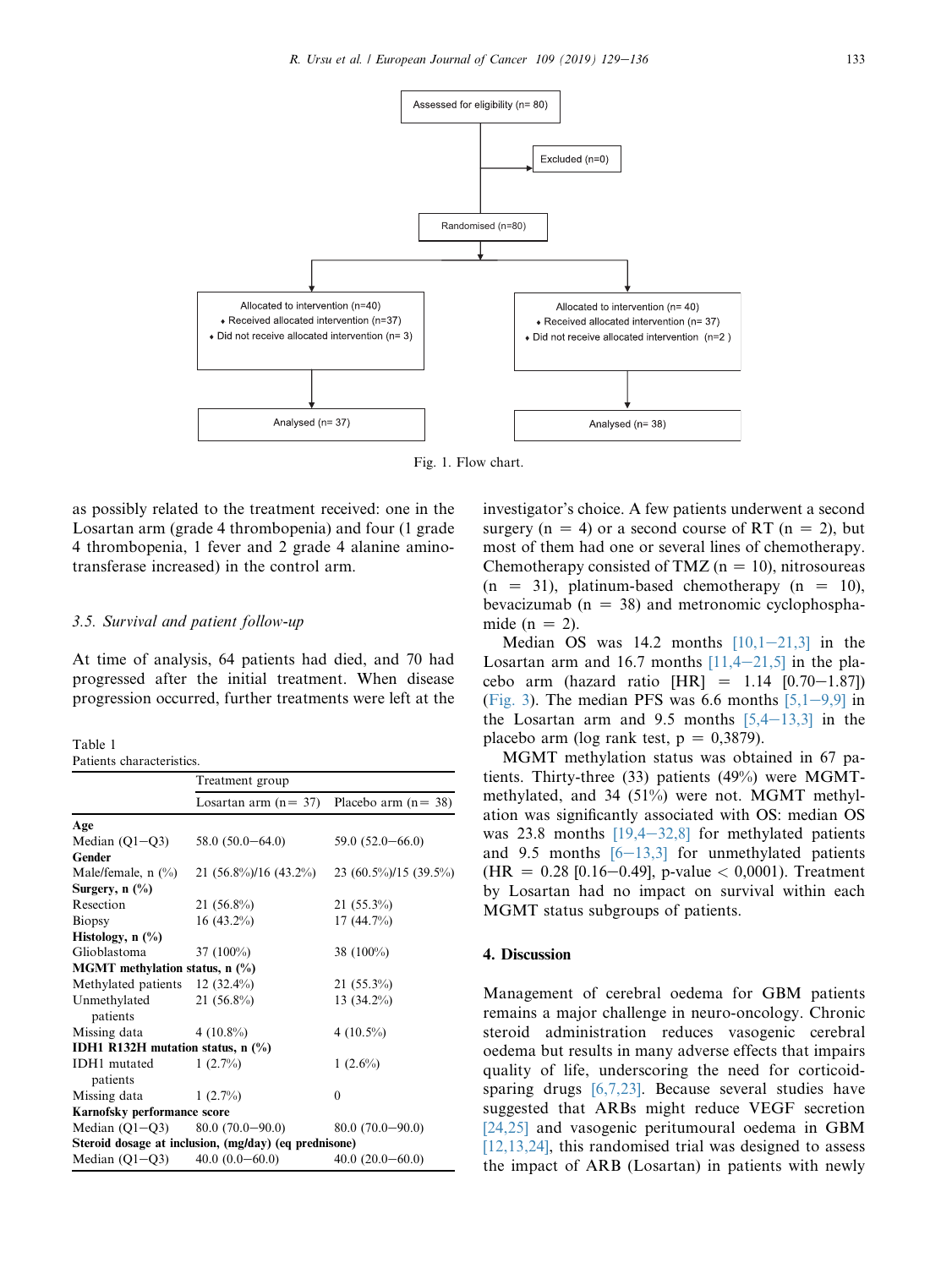Assessed for eligibility (n= 80)

Excluded (n=0)

Randomised (n=80)

Allocated to intervention (n=40)
- Received allocated intervention (n=37)
- Did not receive allocated intervention (n= 3)

Analysed (n= 37)

Allocated to intervention (n= 40)
- Received allocated intervention (n= 37)
- Did not receive allocated intervention (n=2 )

Analysed (n= 38)

Fig. 1. Flow chart.

as possibly related to the treatment received: one in the Losartan arm (grade 4 thrombopenia) and four (1 grade 4 thrombopenia, 1 fever and 2 grade 4 alanine aminotransferase increased) in the control arm.

### 3.5. Survival and patient follow-up

At time of analysis, 64 patients had died, and 70 had progressed after the initial treatment. When disease progression occurred, further treatments were left at the investigator's choice. A few patients underwent a second surgery (n = 2) or a second course of RT (n = 2), but most of them had one or several lines of chemotherapy. Chemotherapy consisted of TMZ (n = 10), nitrosoureas (n = 31), platinum-based chemotherapy (n = 10), bevacizumab (n = 38) and metronomic cyclophosphamide (n = 2).

Table 1
Patients characteristics.

| | Treatment group | |
|---|---|---|
| | Losartan arm (n= 37) | Placebo arm (n= 38) |
| **Age** | | |
| Median (Q1–Q3) | 58.0 (50.0–64.0) | 59.0 (52.0–66.0) |
| **Gender** | | |
| Male/female, n (%) | 21 (56.8%)/16 (43.2%) | 23 (60.5%)/15 (39.5%) |
| **Surgery, n (%)** | | |
| Resection | 21 (56.8%) | 21 (55.3%) |
| Biopsy | 16 (43.2%) | 17 (44.7%) |
| **Histology, n (%)** | | |
| Glioblastoma | 37 (100%) | 38 (100%) |
| **MGMT methylation status, n (%)** | | |
| Methylated patients | 12 (32.4%) | 21 (55.3%) |
| Unmethylated patients | 21 (56.8%) | 13 (34.2%) |
| Missing data | 4 (10.8%) | 4 (10.5%) |
| **IDH1 R132H mutation status, n (%)** | | |
| IDH1 mutated patients | 1 (2.7%) | 1 (2.6%) |
| Missing data | 1 (2.7%) | 0 |
| **Karnofsky performance score** | | |
| Median (Q1–Q3) | 80.0 (70.0–90.0) | 80.0 (70.0–90.0) |
| **Steroid dosage at inclusion, (mg/day) (eq prednisone)** | | |
| Median (Q1–Q3) | 40.0 (0.0–60.0) | 40.0 (20.0–60.0) |

Median OS was 14.2 months [10,1–21,3] in the Losartan arm and 16.7 months [11,4–21,5] in the placebo arm (hazard ratio [HR] = 1.14 [0.70–1.87]) (Fig. 3). The median PFS was 6.6 months [5,1–9,9] in the Losartan arm and 9.5 months [5,4–13,3] in the placebo arm (log rank test, p = 0,3879).

MGMT methylation status was obtained in 67 patients. Thirty-three (33) patients (49%) were MGMT-methylated, and 34 (51%) were not. MGMT methylation was significantly associated with OS: median OS was 23.8 months [19,4–32,8] for methylated patients and 9.5 months [6–13,3] for unmethylated patients (HR = 0.28 [0.16–0.49], p-value < 0,0001). Treatment by Losartan had no impact on survival within each MGMT status subgroups of patients.

## 4. Discussion

Management of cerebral oedema for GBM patients remains a major challenge in neuro-oncology. Chronic steroid administration reduces vasogenic cerebral oedema but results in many adverse effects that impairs quality of life, underscoring the need for corticoid-sparing drugs [6,7,23]. Because several studies have suggested that ARBs might reduce VEGF secretion [24,25] and vasogenic peritumoural oedema in GBM [12,13,24], this randomised trial was designed to assess the impact of ARB (Losartan) in patients with newly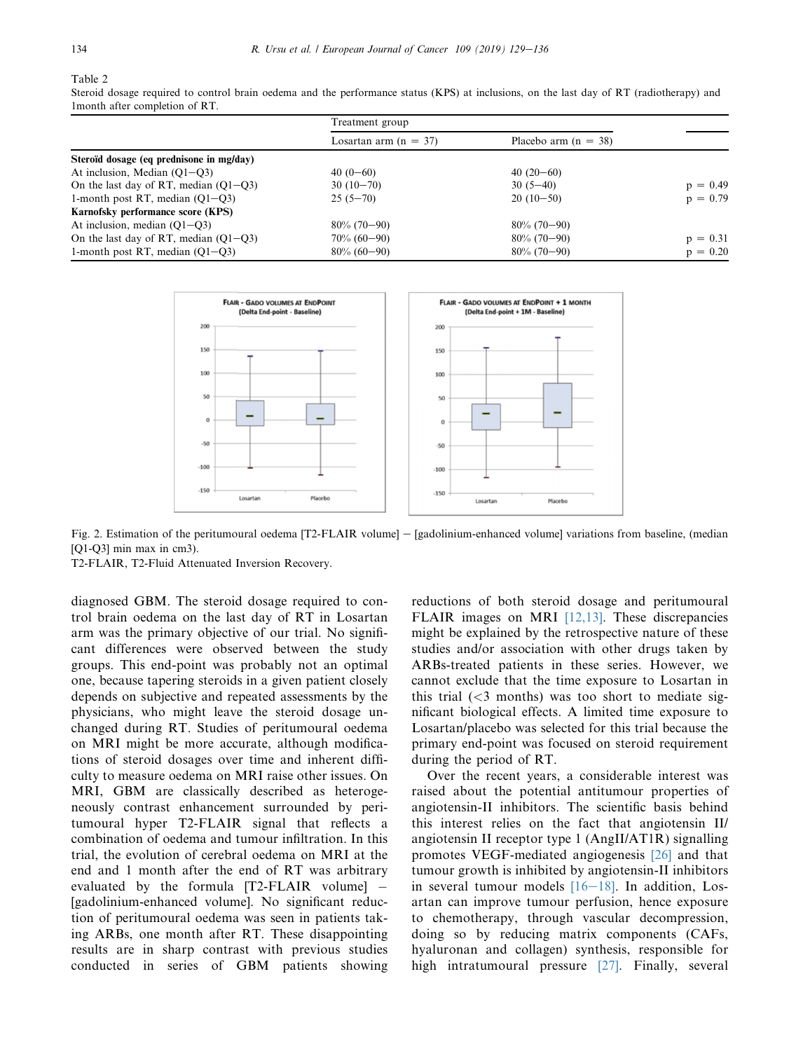Table 2

Steroid dosage required to control brain oedema and the performance status (KPS) at inclusions, on the last day of RT (radiotherapy) and 1month after completion of RT.

| | Treatment group | | |
|---|---|---|---|
| | Losartan arm (n = 37) | Placebo arm (n = 38) | |
| **Steroïd dosage (eq prednisone in mg/day)** | | | |
| At inclusion, Median (Q1−Q3) | 40 (0−60) | 40 (20−60) | |
| On the last day of RT, median (Q1−Q3) | 30 (10−70) | 30 (5−40) | p = 0.49 |
| 1-month post RT, median (Q1−Q3) | 25 (5−70) | 20 (10−50) | p = 0.79 |
| **Karnofsky performance score (KPS)** | | | |
| At inclusion, median (Q1−Q3) | 80% (70−90) | 80% (70−90) | |
| On the last day of RT, median (Q1−Q3) | 70% (60−90) | 80% (70−90) | p = 0.31 |
| 1-month post RT, median (Q1−Q3) | 80% (60−90) | 80% (70−90) | p = 0.20 |

Fig. 2. Estimation of the peritumoural oedema [T2-FLAIR volume] − [gadolinium-enhanced volume] variations from baseline, (median [Q1-Q3] min max in cm3).
T2-FLAIR, T2-Fluid Attenuated Inversion Recovery.

diagnosed GBM. The steroid dosage required to control brain oedema on the last day of RT in Losartan arm was the primary objective of our trial. No significant differences were observed between the study groups. This end-point was probably not an optimal one, because tapering steroids in a given patient closely depends on subjective and repeated assessments by the physicians, who might leave the steroid dosage unchanged during RT. Studies of peritumoural oedema on MRI might be more accurate, although modifications of steroid dosages over time and inherent difficulty to measure oedema on MRI raise other issues. On MRI, GBM are classically described as heterogeneously contrast enhancement surrounded by peritumoural hyper T2-FLAIR signal that reflects a combination of oedema and tumour infiltration. In this trial, the evolution of cerebral oedema on MRI at the end and 1 month after the end of RT was arbitrary evaluated by the formula [T2-FLAIR volume] − [gadolinium-enhanced volume]. No significant reduction of peritumoural oedema was seen in patients taking ARBs, one month after RT. These disappointing results are in sharp contrast with previous studies conducted in series of GBM patients showing reductions of both steroid dosage and peritumoural FLAIR images on MRI [12,13]. These discrepancies might be explained by the retrospective nature of these studies and/or association with other drugs taken by ARBs-treated patients in these series. However, we cannot exclude that the time exposure to Losartan in this trial (<3 months) was too short to mediate significant biological effects. A limited time exposure to Losartan/placebo was selected for this trial because the primary end-point was focused on steroid requirement during the period of RT.

Over the recent years, a considerable interest was raised about the potential antitumour properties of angiotensin-II inhibitors. The scientific basis behind this interest relies on the fact that angiotensin II/angiotensin II receptor type 1 (AngII/AT1R) signalling promotes VEGF-mediated angiogenesis [26] and that tumour growth is inhibited by angiotensin-II inhibitors in several tumour models [16−18]. In addition, Losartan can improve tumour perfusion, hence exposure to chemotherapy, through vascular decompression, doing so by reducing matrix components (CAFs, hyaluronan and collagen) synthesis, responsible for high intratumoural pressure [27]. Finally, several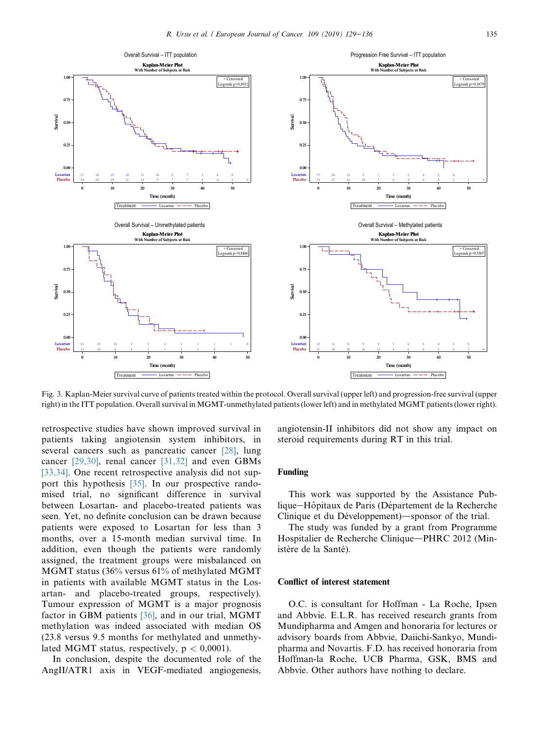Fig. 3. Kaplan-Meier survival curve of patients treated within the protocol. Overall survival (upper left) and progression-free survival (upper right) in the ITT population. Overall survival in MGMT-unmethylated patients (lower left) and in methylated MGMT patients (lower right).

retrospective studies have shown improved survival in patients taking angiotensin system inhibitors, in several cancers such as pancreatic cancer [28], lung cancer [29,30], renal cancer [31,32] and even GBMs [33,34]. One recent retrospective analysis did not support this hypothesis [35]. In our prospective randomised trial, no significant difference in survival between Losartan- and placebo-treated patients was seen. Yet, no definite conclusion can be drawn because patients were exposed to Losartan for less than 3 months, over a 15-month median survival time. In addition, even though the patients were randomly assigned, the treatment groups were misbalanced on MGMT status (36% versus 61% of methylated MGMT in patients with available MGMT status in the Losartan- and placebo-treated groups, respectively). Tumour expression of MGMT is a major prognosis factor in GBM patients [36], and in our trial, MGMT methylation was indeed associated with median OS (23.8 versus 9.5 months for methylated and unmethylated MGMT status, respectively, $p < 0{,}0001$).

In conclusion, despite the documented role of the AngII/ATR1 axis in VEGF-mediated angiogenesis, angiotensin-II inhibitors did not show any impact on steroid requirements during RT in this trial.

## Funding

This work was supported by the Assistance Publique—Hôpitaux de Paris (Département de la Recherche Clinique et du Développement)—sponsor of the trial.

The study was funded by a grant from Programme Hospitalier de Recherche Clinique—PHRC 2012 (Ministère de la Santé).

## Conflict of interest statement

O.C. is consultant for Hoffman - La Roche, Ipsen and Abbvie. E.L.R. has received research grants from Mundipharma and Amgen and honoraria for lectures or advisory boards from Abbvie, Daiichi-Sankyo, Mundipharma and Novartis. F.D. has received honoraria from Hoffman-la Roche, UCB Pharma, GSK, BMS and Abbvie. Other authors have nothing to declare.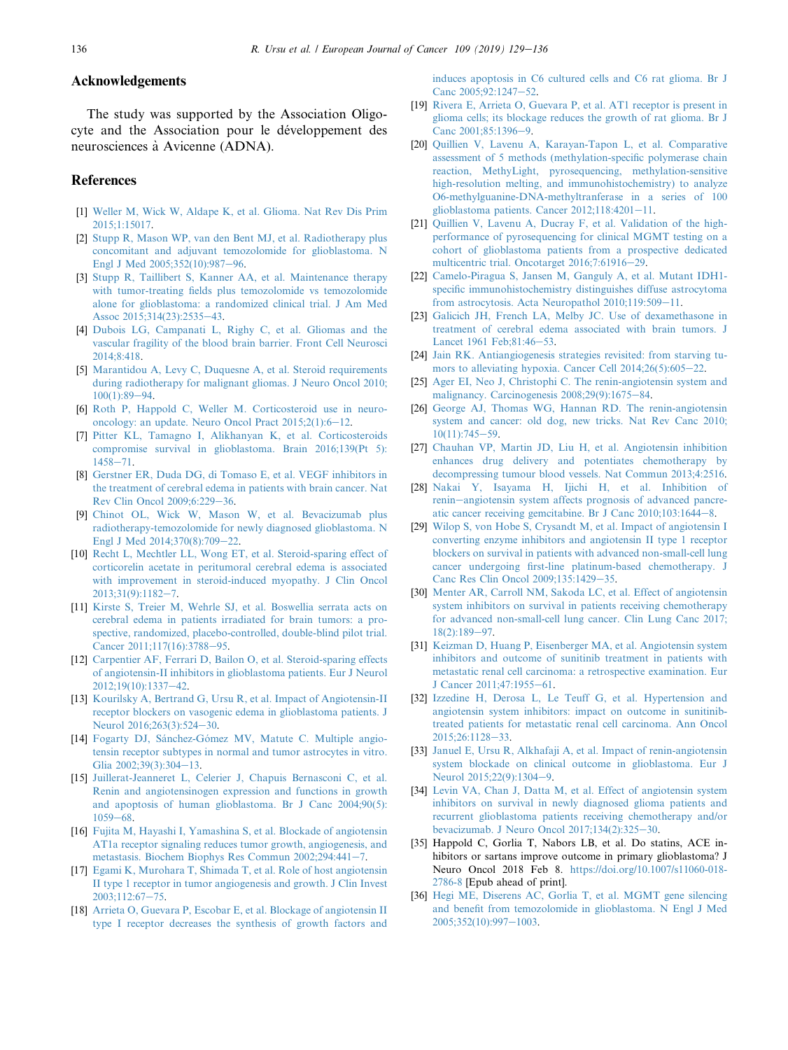## Acknowledgements

The study was supported by the Association Oligocyte and the Association pour le développement des neurosciences à Avicenne (ADNA).

## References

[1] Weller M, Wick W, Aldape K, et al. Glioma. Nat Rev Dis Prim 2015;1:15017.

[2] Stupp R, Mason WP, van den Bent MJ, et al. Radiotherapy plus concomitant and adjuvant temozolomide for glioblastoma. N Engl J Med 2005;352(10):987–96.

[3] Stupp R, Taillibert S, Kanner AA, et al. Maintenance therapy with tumor-treating fields plus temozolomide vs temozolomide alone for glioblastoma: a randomized clinical trial. J Am Med Assoc 2015;314(23):2535–43.

[4] Dubois LG, Campanati L, Righy C, et al. Gliomas and the vascular fragility of the blood brain barrier. Front Cell Neurosci 2014;8:418.

[5] Marantidou A, Levy C, Duquesne A, et al. Steroid requirements during radiotherapy for malignant gliomas. J Neuro Oncol 2010;100(1):89–94.

[6] Roth P, Happold C, Weller M. Corticosteroid use in neuro-oncology: an update. Neuro Oncol Pract 2015;2(1):6–12.

[7] Pitter KL, Tamagno I, Alikhanyan K, et al. Corticosteroids compromise survival in glioblastoma. Brain 2016;139(Pt 5):1458–71.

[8] Gerstner ER, Duda DG, di Tomaso E, et al. VEGF inhibitors in the treatment of cerebral edema in patients with brain cancer. Nat Rev Clin Oncol 2009;6:229–36.

[9] Chinot OL, Wick W, Mason W, et al. Bevacizumab plus radiotherapy-temozolomide for newly diagnosed glioblastoma. N Engl J Med 2014;370(8):709–22.

[10] Recht L, Mechtler LL, Wong ET, et al. Steroid-sparing effect of corticorelin acetate in peritumoral cerebral edema is associated with improvement in steroid-induced myopathy. J Clin Oncol 2013;31(9):1182–7.

[11] Kirste S, Treier M, Wehrle SJ, et al. Boswellia serrata acts on cerebral edema in patients irradiated for brain tumors: a prospective, randomized, placebo-controlled, double-blind pilot trial. Cancer 2011;117(16):3788–95.

[12] Carpentier AF, Ferrari D, Bailon O, et al. Steroid-sparing effects of angiotensin-II inhibitors in glioblastoma patients. Eur J Neurol 2012;19(10):1337–42.

[13] Kourilsky A, Bertrand G, Ursu R, et al. Impact of Angiotensin-II receptor blockers on vasogenic edema in glioblastoma patients. J Neurol 2016;263(3):524–30.

[14] Fogarty DJ, Sánchez-Gómez MV, Matute C. Multiple angiotensin receptor subtypes in normal and tumor astrocytes in vitro. Glia 2002;39(3):304–13.

[15] Juillerat-Jeanneret L, Celerier J, Chapuis Bernasconi C, et al. Renin and angiotensinogen expression and functions in growth and apoptosis of human glioblastoma. Br J Canc 2004;90(5):1059–68.

[16] Fujita M, Hayashi I, Yamashina S, et al. Blockade of angiotensin AT1a receptor signaling reduces tumor growth, angiogenesis, and metastasis. Biochem Biophys Res Commun 2002;294:441–7.

[17] Egami K, Murohara T, Shimada T, et al. Role of host angiotensin II type 1 receptor in tumor angiogenesis and growth. J Clin Invest 2003;112:67–75.

[18] Arrieta O, Guevara P, Escobar E, et al. Blockage of angiotensin II type I receptor decreases the synthesis of growth factors and induces apoptosis in C6 cultured cells and C6 rat glioma. Br J Canc 2005;92:1247–52.

[19] Rivera E, Arrieta O, Guevara P, et al. AT1 receptor is present in glioma cells; its blockage reduces the growth of rat glioma. Br J Canc 2001;85:1396–9.

[20] Quillien V, Lavenu A, Karayan-Tapon L, et al. Comparative assessment of 5 methods (methylation-specific polymerase chain reaction, MethyLight, pyrosequencing, methylation-sensitive high-resolution melting, and immunohistochemistry) to analyze O6-methylguanine-DNA-methyltranferase in a series of 100 glioblastoma patients. Cancer 2012;118:4201–11.

[21] Quillien V, Lavenu A, Ducray F, et al. Validation of the high-performance of pyrosequencing for clinical MGMT testing on a cohort of glioblastoma patients from a prospective dedicated multicentric trial. Oncotarget 2016;7:61916–29.

[22] Camelo-Piragua S, Jansen M, Ganguly A, et al. Mutant IDH1-specific immunohistochemistry distinguishes diffuse astrocytoma from astrocytosis. Acta Neuropathol 2010;119:509–11.

[23] Galicich JH, French LA, Melby JC. Use of dexamethasone in treatment of cerebral edema associated with brain tumors. J Lancet 1961 Feb;81:46–53.

[24] Jain RK. Antiangiogenesis strategies revisited: from starving tumors to alleviating hypoxia. Cancer Cell 2014;26(5):605–22.

[25] Ager EI, Neo J, Christophi C. The renin-angiotensin system and malignancy. Carcinogenesis 2008;29(9):1675–84.

[26] George AJ, Thomas WG, Hannan RD. The renin-angiotensin system and cancer: old dog, new tricks. Nat Rev Canc 2010;10(11):745–59.

[27] Chauhan VP, Martin JD, Liu H, et al. Angiotensin inhibition enhances drug delivery and potentiates chemotherapy by decompressing tumour blood vessels. Nat Commun 2013;4:2516.

[28] Nakai Y, Isayama H, Ijichi H, et al. Inhibition of renin–angiotensin system affects prognosis of advanced pancreatic cancer receiving gemcitabine. Br J Canc 2010;103:1644–8.

[29] Wilop S, von Hobe S, Crysandt M, et al. Impact of angiotensin I converting enzyme inhibitors and angiotensin II type 1 receptor blockers on survival in patients with advanced non-small-cell lung cancer undergoing first-line platinum-based chemotherapy. J Canc Res Clin Oncol 2009;135:1429–35.

[30] Menter AR, Carroll NM, Sakoda LC, et al. Effect of angiotensin system inhibitors on survival in patients receiving chemotherapy for advanced non-small-cell lung cancer. Clin Lung Canc 2017;18(2):189–97.

[31] Keizman D, Huang P, Eisenberger MA, et al. Angiotensin system inhibitors and outcome of sunitinib treatment in patients with metastatic renal cell carcinoma: a retrospective examination. Eur J Cancer 2011;47:1955–61.

[32] Izzedine H, Derosa L, Le Teuff G, et al. Hypertension and angiotensin system inhibitors: impact on outcome in sunitinib-treated patients for metastatic renal cell carcinoma. Ann Oncol 2015;26:1128–33.

[33] Januel E, Ursu R, Alkhafaji A, et al. Impact of renin-angiotensin system blockade on clinical outcome in glioblastoma. Eur J Neurol 2015;22(9):1304–9.

[34] Levin VA, Chan J, Datta M, et al. Effect of angiotensin system inhibitors on survival in newly diagnosed glioma patients and recurrent glioblastoma patients receiving chemotherapy and/or bevacizumab. J Neuro Oncol 2017;134(2):325–30.

[35] Happold C, Gorlia T, Nabors LB, et al. Do statins, ACE inhibitors or sartans improve outcome in primary glioblastoma? J Neuro Oncol 2018 Feb 8. https://doi.org/10.1007/s11060-018-2786-8 [Epub ahead of print].

[36] Hegi ME, Diserens AC, Gorlia T, et al. MGMT gene silencing and benefit from temozolomide in glioblastoma. N Engl J Med 2005;352(10):997–1003.